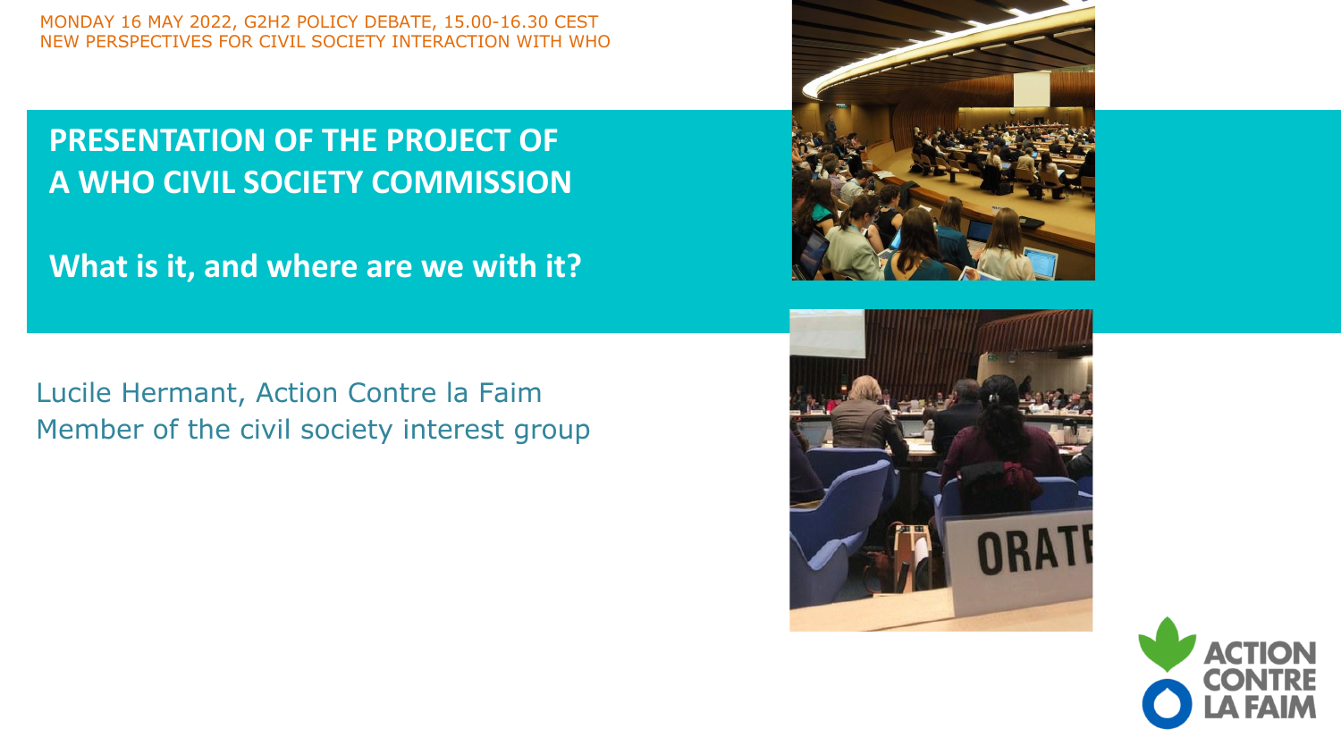MONDAY 16 MAY 2022, G2H2 POLICY DEBATE, 15.00-16.30 CEST
NEW PERSPECTIVES FOR CIVIL SOCIETY INTERACTION WITH WHO

# PRESENTATION OF THE PROJECT OF A WHO CIVIL SOCIETY COMMISSION

## What is it, and where are we with it?

Lucile Hermant, Action Contre la Faim
Member of the civil society interest group

ACTION CONTRE LA FAIM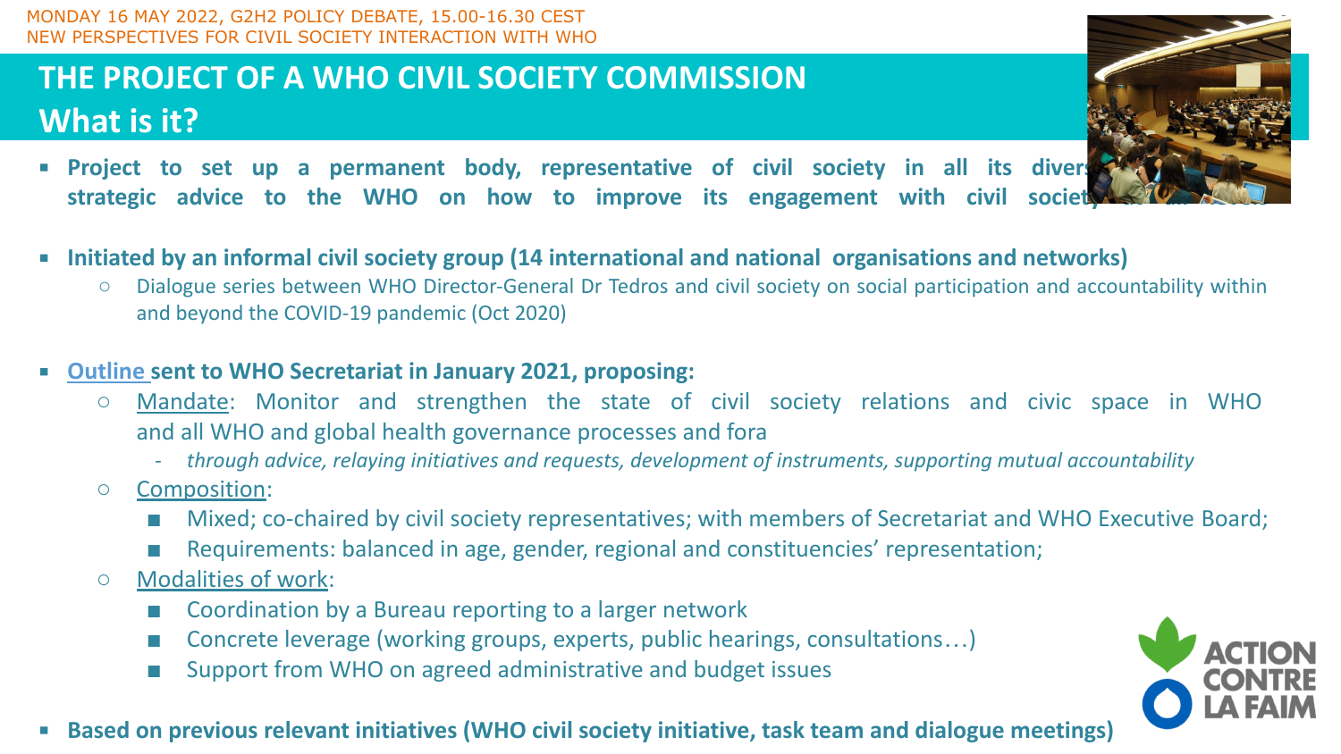MONDAY 16 MAY 2022, G2H2 POLICY DEBATE, 15.00-16.30 CEST
NEW PERSPECTIVES FOR CIVIL SOCIETY INTERACTION WITH WHO

# THE PROJECT OF A WHO CIVIL SOCIETY COMMISSION
## What is it?

- **Project to set up a permanent body, representative of civil society in all its divers... strategic advice to the WHO on how to improve its engagement with civil society...**

- **Initiated by an informal civil society group (14 international and national organisations and networks)**
  - Dialogue series between WHO Director-General Dr Tedros and civil society on social participation and accountability within and beyond the COVID-19 pandemic (Oct 2020)

- **Outline sent to WHO Secretariat in January 2021, proposing:**
  - Mandate: Monitor and strengthen the state of civil society relations and civic space in WHO and all WHO and global health governance processes and fora
    - *through advice, relaying initiatives and requests, development of instruments, supporting mutual accountability*
  - Composition:
    - Mixed; co-chaired by civil society representatives; with members of Secretariat and WHO Executive Board;
    - Requirements: balanced in age, gender, regional and constituencies' representation;
  - Modalities of work:
    - Coordination by a Bureau reporting to a larger network
    - Concrete leverage (working groups, experts, public hearings, consultations…)
    - Support from WHO on agreed administrative and budget issues

- **Based on previous relevant initiatives (WHO civil society initiative, task team and dialogue meetings)**

ACTION CONTRE LA FAIM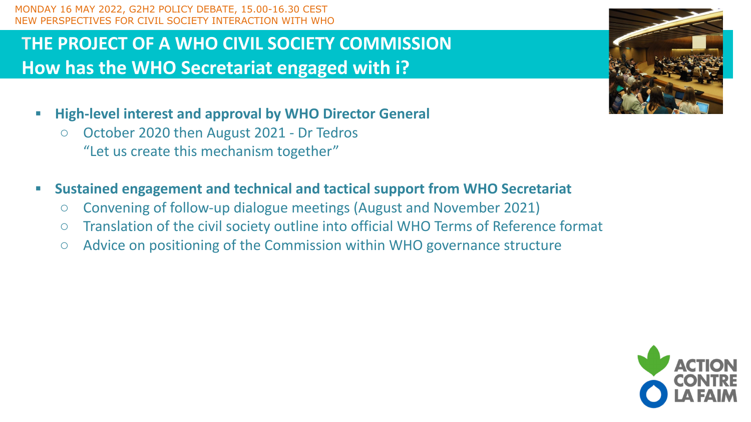MONDAY 16 MAY 2022, G2H2 POLICY DEBATE, 15.00-16.30 CEST
NEW PERSPECTIVES FOR CIVIL SOCIETY INTERACTION WITH WHO

# THE PROJECT OF A WHO CIVIL SOCIETY COMMISSION
## How has the WHO Secretariat engaged with i?

- **High-level interest and approval by WHO Director General**
  - October 2020 then August 2021 - Dr Tedros
    "Let us create this mechanism together"

- **Sustained engagement and technical and tactical support from WHO Secretariat**
  - Convening of follow-up dialogue meetings (August and November 2021)
  - Translation of the civil society outline into official WHO Terms of Reference format
  - Advice on positioning of the Commission within WHO governance structure

ACTION CONTRE LA FAIM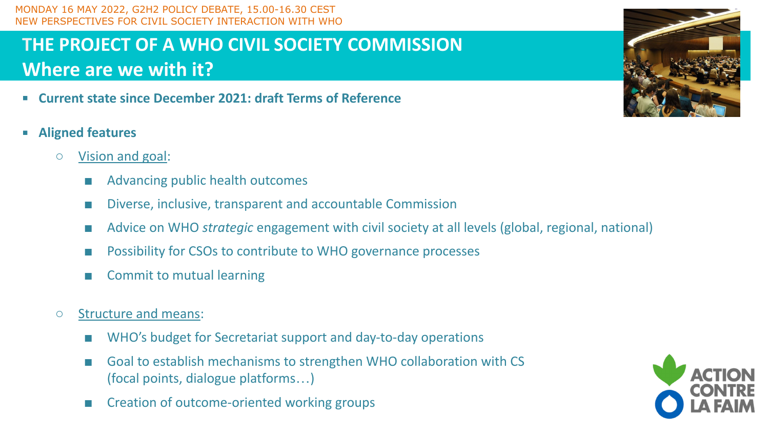MONDAY 16 MAY 2022, G2H2 POLICY DEBATE, 15.00-16.30 CEST
NEW PERSPECTIVES FOR CIVIL SOCIETY INTERACTION WITH WHO

# THE PROJECT OF A WHO CIVIL SOCIETY COMMISSION
## Where are we with it?

- **Current state since December 2021: draft Terms of Reference**

- **Aligned features**
  - Vision and goal:
    - Advancing public health outcomes
    - Diverse, inclusive, transparent and accountable Commission
    - Advice on WHO *strategic* engagement with civil society at all levels (global, regional, national)
    - Possibility for CSOs to contribute to WHO governance processes
    - Commit to mutual learning
  - Structure and means:
    - WHO's budget for Secretariat support and day-to-day operations
    - Goal to establish mechanisms to strengthen WHO collaboration with CS (focal points, dialogue platforms…)
    - Creation of outcome-oriented working groups

ACTION CONTRE LA FAIM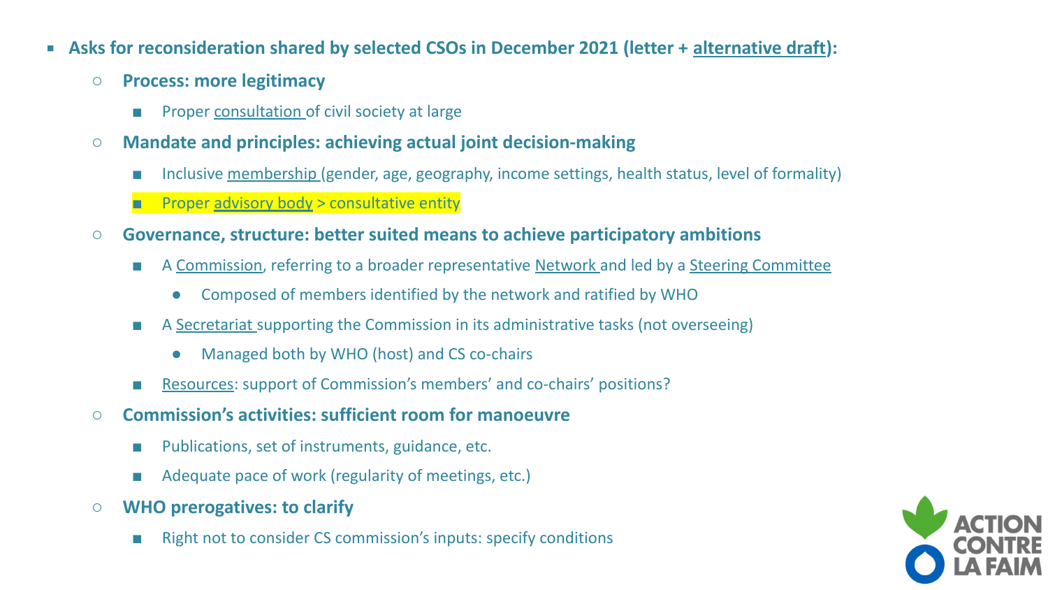- **Asks for reconsideration shared by selected CSOs in December 2021 (letter + alternative draft):**
  - **Process: more legitimacy**
    - Proper consultation of civil society at large
  - **Mandate and principles: achieving actual joint decision-making**
    - Inclusive membership (gender, age, geography, income settings, health status, level of formality)
    - Proper advisory body > consultative entity
  - **Governance, structure: better suited means to achieve participatory ambitions**
    - A Commission, referring to a broader representative Network and led by a Steering Committee
      - Composed of members identified by the network and ratified by WHO
    - A Secretariat supporting the Commission in its administrative tasks (not overseeing)
      - Managed both by WHO (host) and CS co-chairs
    - Resources: support of Commission's members' and co-chairs' positions?
  - **Commission's activities: sufficient room for manoeuvre**
    - Publications, set of instruments, guidance, etc.
    - Adequate pace of work (regularity of meetings, etc.)
  - **WHO prerogatives: to clarify**
    - Right not to consider CS commission's inputs: specify conditions

ACTION CONTRE LA FAIM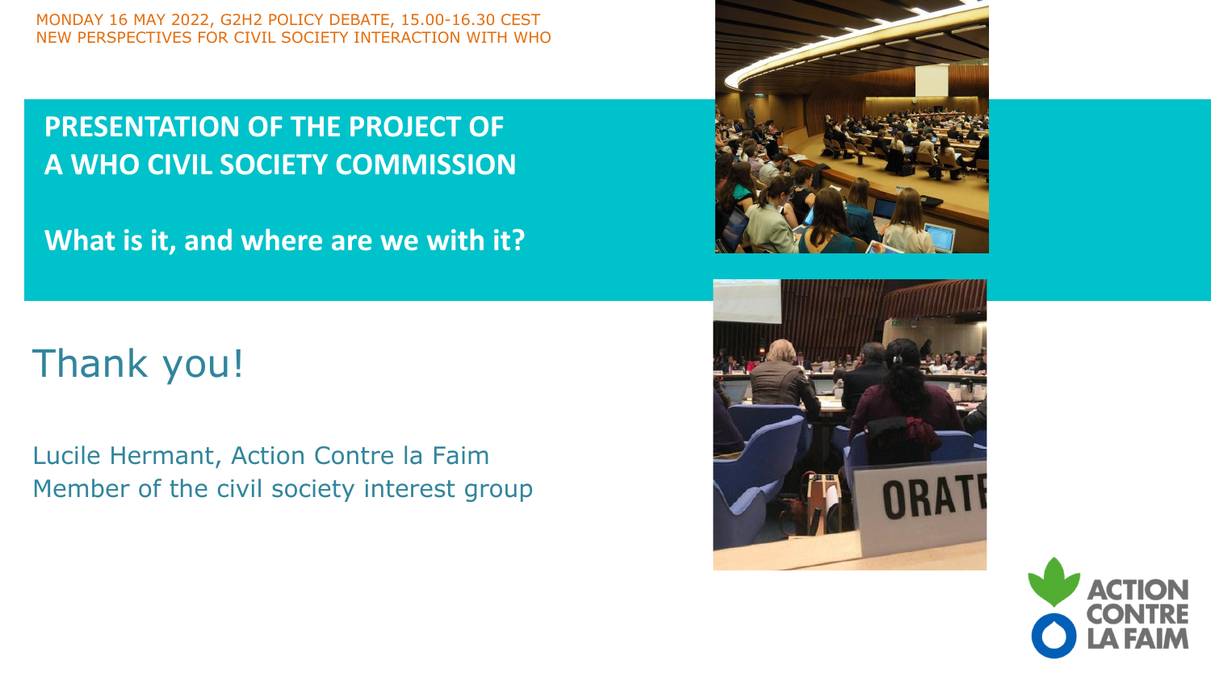MONDAY 16 MAY 2022, G2H2 POLICY DEBATE, 15.00-16.30 CEST
NEW PERSPECTIVES FOR CIVIL SOCIETY INTERACTION WITH WHO

# PRESENTATION OF THE PROJECT OF A WHO CIVIL SOCIETY COMMISSION

**What is it, and where are we with it?**

## Thank you!

Lucile Hermant, Action Contre la Faim
Member of the civil society interest group